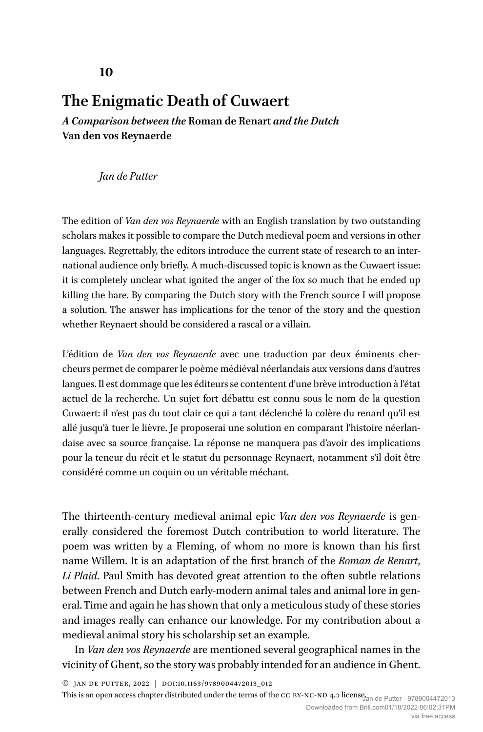# 10

# The Enigmatic Death of Cuwaert

***A Comparison between the* Roman de Renart *and the Dutch* Van den vos Reynaerde**

*Jan de Putter*

The edition of *Van den vos Reynaerde* with an English translation by two outstanding scholars makes it possible to compare the Dutch medieval poem and versions in other languages. Regrettably, the editors introduce the current state of research to an international audience only briefly. A much-discussed topic is known as the Cuwaert issue: it is completely unclear what ignited the anger of the fox so much that he ended up killing the hare. By comparing the Dutch story with the French source I will propose a solution. The answer has implications for the tenor of the story and the question whether Reynaert should be considered a rascal or a villain.

L'édition de *Van den vos Reynaerde* avec une traduction par deux éminents chercheurs permet de comparer le poème médiéval néerlandais aux versions dans d'autres langues. Il est dommage que les éditeurs se contentent d'une brève introduction à l'état actuel de la recherche. Un sujet fort débattu est connu sous le nom de la question Cuwaert: il n'est pas du tout clair ce qui a tant déclenché la colère du renard qu'il est allé jusqu'à tuer le lièvre. Je proposerai une solution en comparant l'histoire néerlandaise avec sa source française. La réponse ne manquera pas d'avoir des implications pour la teneur du récit et le statut du personnage Reynaert, notamment s'il doit être considéré comme un coquin ou un véritable méchant.

The thirteenth-century medieval animal epic *Van den vos Reynaerde* is generally considered the foremost Dutch contribution to world literature. The poem was written by a Fleming, of whom no more is known than his first name Willem. It is an adaptation of the first branch of the *Roman de Renart*, *Li Plaid*. Paul Smith has devoted great attention to the often subtle relations between French and Dutch early-modern animal tales and animal lore in general. Time and again he has shown that only a meticulous study of these stories and images really can enhance our knowledge. For my contribution about a medieval animal story his scholarship set an example.

In *Van den vos Reynaerde* are mentioned several geographical names in the vicinity of Ghent, so the story was probably intended for an audience in Ghent.

© Jan de Putter, 2022 | doi:10.1163/9789004472013_012

This is an open access chapter distributed under the terms of the cc by-nc-nd 4.0 license.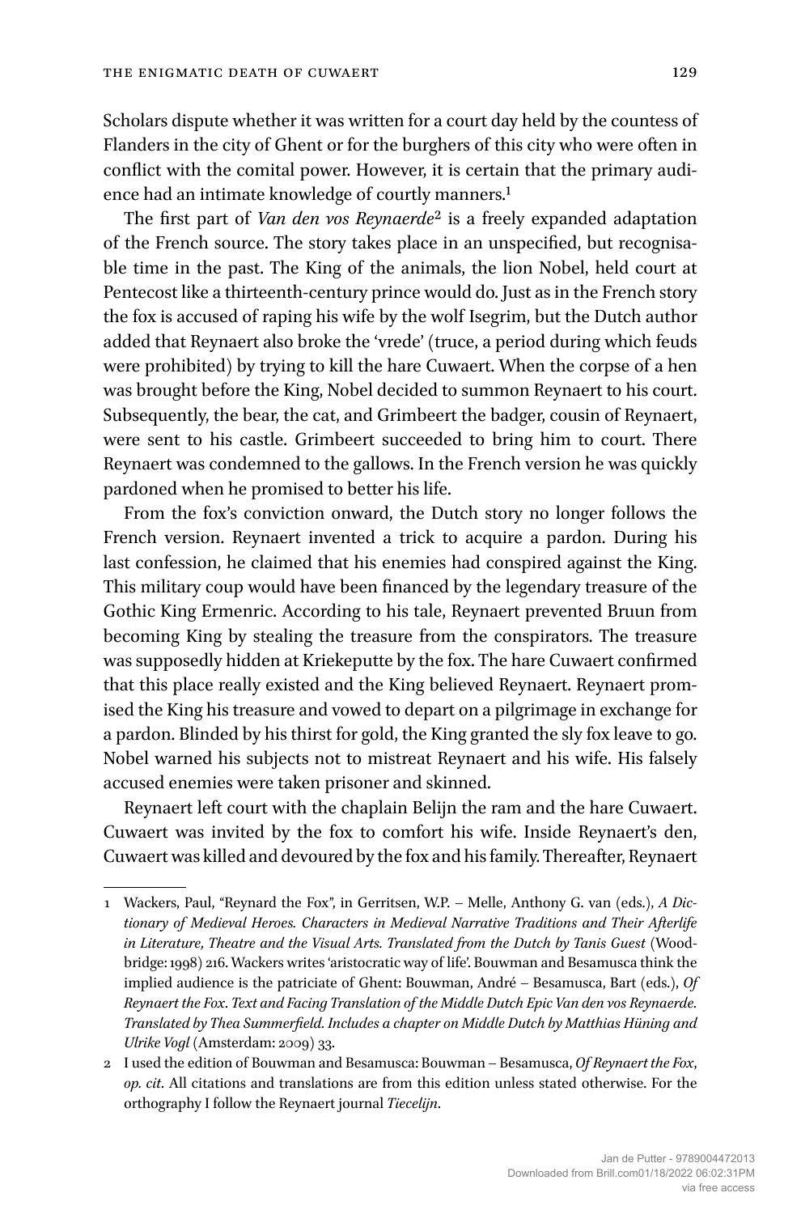Scholars dispute whether it was written for a court day held by the countess of Flanders in the city of Ghent or for the burghers of this city who were often in conflict with the comital power. However, it is certain that the primary audience had an intimate knowledge of courtly manners.[1]

The first part of *Van den vos Reynaerde*[2] is a freely expanded adaptation of the French source. The story takes place in an unspecified, but recognisable time in the past. The King of the animals, the lion Nobel, held court at Pentecost like a thirteenth-century prince would do. Just as in the French story the fox is accused of raping his wife by the wolf Isegrim, but the Dutch author added that Reynaert also broke the 'vrede' (truce, a period during which feuds were prohibited) by trying to kill the hare Cuwaert. When the corpse of a hen was brought before the King, Nobel decided to summon Reynaert to his court. Subsequently, the bear, the cat, and Grimbeert the badger, cousin of Reynaert, were sent to his castle. Grimbeert succeeded to bring him to court. There Reynaert was condemned to the gallows. In the French version he was quickly pardoned when he promised to better his life.

From the fox's conviction onward, the Dutch story no longer follows the French version. Reynaert invented a trick to acquire a pardon. During his last confession, he claimed that his enemies had conspired against the King. This military coup would have been financed by the legendary treasure of the Gothic King Ermenric. According to his tale, Reynaert prevented Bruun from becoming King by stealing the treasure from the conspirators. The treasure was supposedly hidden at Kriekeputte by the fox. The hare Cuwaert confirmed that this place really existed and the King believed Reynaert. Reynaert promised the King his treasure and vowed to depart on a pilgrimage in exchange for a pardon. Blinded by his thirst for gold, the King granted the sly fox leave to go. Nobel warned his subjects not to mistreat Reynaert and his wife. His falsely accused enemies were taken prisoner and skinned.

Reynaert left court with the chaplain Belijn the ram and the hare Cuwaert. Cuwaert was invited by the fox to comfort his wife. Inside Reynaert's den, Cuwaert was killed and devoured by the fox and his family. Thereafter, Reynaert

---

1 Wackers, Paul, "Reynard the Fox", in Gerritsen, W.P. – Melle, Anthony G. van (eds.), *A Dictionary of Medieval Heroes. Characters in Medieval Narrative Traditions and Their Afterlife in Literature, Theatre and the Visual Arts. Translated from the Dutch by Tanis Guest* (Woodbridge: 1998) 216. Wackers writes 'aristocratic way of life'. Bouwman and Besamusca think the implied audience is the patriciate of Ghent: Bouwman, André – Besamusca, Bart (eds.), *Of Reynaert the Fox. Text and Facing Translation of the Middle Dutch Epic Van den vos Reynaerde. Translated by Thea Summerfield. Includes a chapter on Middle Dutch by Matthias Hüning and Ulrike Vogl* (Amsterdam: 2009) 33.

2 I used the edition of Bouwman and Besamusca: Bouwman – Besamusca, *Of Reynaert the Fox*, *op. cit*. All citations and translations are from this edition unless stated otherwise. For the orthography I follow the Reynaert journal *Tiecelijn*.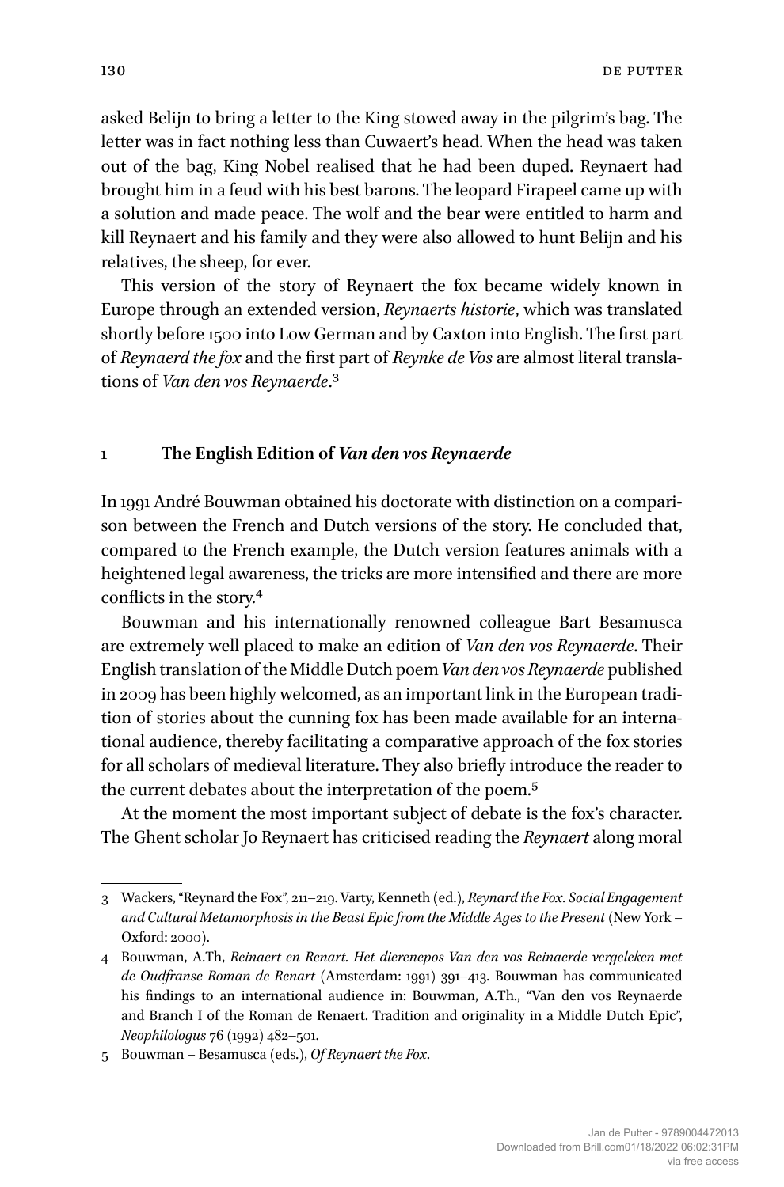asked Belijn to bring a letter to the King stowed away in the pilgrim's bag. The letter was in fact nothing less than Cuwaert's head. When the head was taken out of the bag, King Nobel realised that he had been duped. Reynaert had brought him in a feud with his best barons. The leopard Firapeel came up with a solution and made peace. The wolf and the bear were entitled to harm and kill Reynaert and his family and they were also allowed to hunt Belijn and his relatives, the sheep, for ever.

This version of the story of Reynaert the fox became widely known in Europe through an extended version, *Reynaerts historie*, which was translated shortly before 1500 into Low German and by Caxton into English. The first part of *Reynaerd the fox* and the first part of *Reynke de Vos* are almost literal translations of *Van den vos Reynaerde*.[3]

## 1 The English Edition of *Van den vos Reynaerde*

In 1991 André Bouwman obtained his doctorate with distinction on a comparison between the French and Dutch versions of the story. He concluded that, compared to the French example, the Dutch version features animals with a heightened legal awareness, the tricks are more intensified and there are more conflicts in the story.[4]

Bouwman and his internationally renowned colleague Bart Besamusca are extremely well placed to make an edition of *Van den vos Reynaerde*. Their English translation of the Middle Dutch poem *Van den vos Reynaerde* published in 2009 has been highly welcomed, as an important link in the European tradition of stories about the cunning fox has been made available for an international audience, thereby facilitating a comparative approach of the fox stories for all scholars of medieval literature. They also briefly introduce the reader to the current debates about the interpretation of the poem.[5]

At the moment the most important subject of debate is the fox's character. The Ghent scholar Jo Reynaert has criticised reading the *Reynaert* along moral

---

3 Wackers, "Reynard the Fox", 211–219. Varty, Kenneth (ed.), *Reynard the Fox. Social Engagement and Cultural Metamorphosis in the Beast Epic from the Middle Ages to the Present* (New York – Oxford: 2000).

4 Bouwman, A.Th, *Reinaert en Renart. Het dierenepos Van den vos Reinaerde vergeleken met de Oudfranse Roman de Renart* (Amsterdam: 1991) 391–413. Bouwman has communicated his findings to an international audience in: Bouwman, A.Th., "Van den vos Reynaerde and Branch I of the Roman de Renaert. Tradition and originality in a Middle Dutch Epic", *Neophilologus* 76 (1992) 482–501.

5 Bouwman – Besamusca (eds.), *Of Reynaert the Fox*.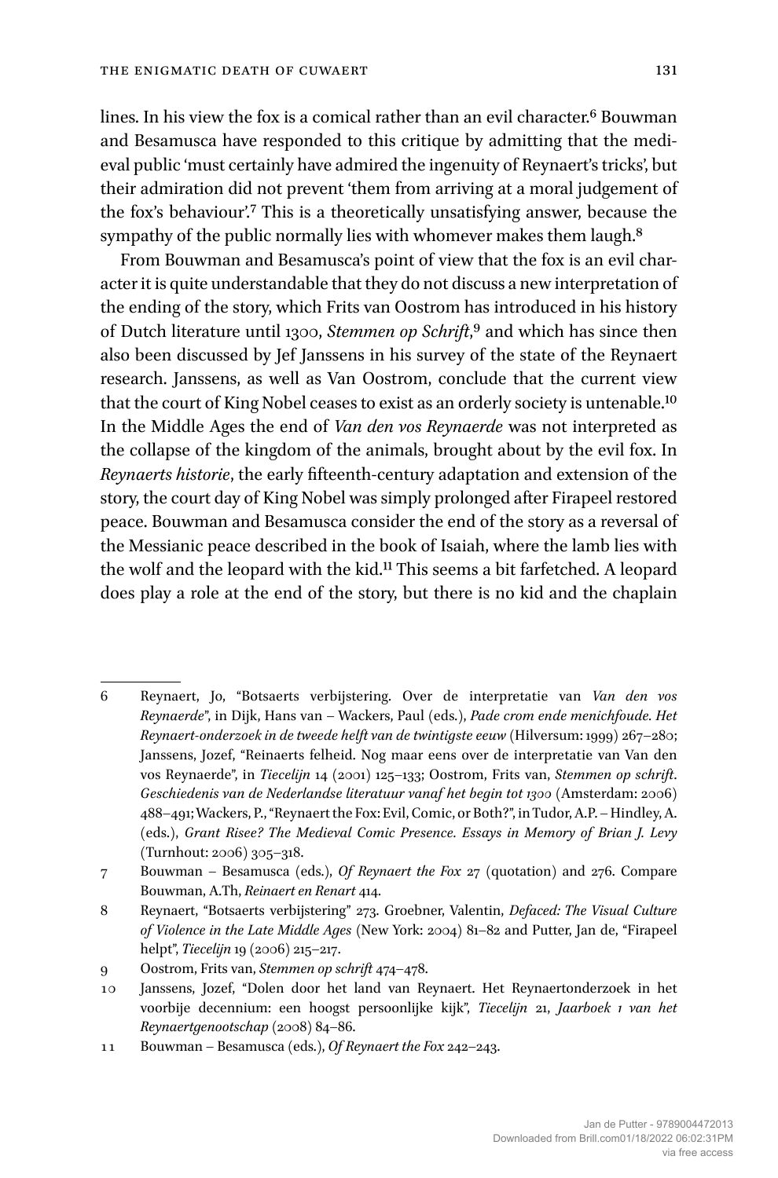lines. In his view the fox is a comical rather than an evil character.[6] Bouwman and Besamusca have responded to this critique by admitting that the medieval public 'must certainly have admired the ingenuity of Reynaert's tricks', but their admiration did not prevent 'them from arriving at a moral judgement of the fox's behaviour'.[7] This is a theoretically unsatisfying answer, because the sympathy of the public normally lies with whomever makes them laugh.[8]

From Bouwman and Besamusca's point of view that the fox is an evil character it is quite understandable that they do not discuss a new interpretation of the ending of the story, which Frits van Oostrom has introduced in his history of Dutch literature until 1300, *Stemmen op Schrift*,[9] and which has since then also been discussed by Jef Janssens in his survey of the state of the Reynaert research. Janssens, as well as Van Oostrom, conclude that the current view that the court of King Nobel ceases to exist as an orderly society is untenable.[10] In the Middle Ages the end of *Van den vos Reynaerde* was not interpreted as the collapse of the kingdom of the animals, brought about by the evil fox. In *Reynaerts historie*, the early fifteenth-century adaptation and extension of the story, the court day of King Nobel was simply prolonged after Firapeel restored peace. Bouwman and Besamusca consider the end of the story as a reversal of the Messianic peace described in the book of Isaiah, where the lamb lies with the wolf and the leopard with the kid.[11] This seems a bit farfetched. A leopard does play a role at the end of the story, but there is no kid and the chaplain

---

6 Reynaert, Jo, "Botsaerts verbijstering. Over de interpretatie van *Van den vos Reynaerde*", in Dijk, Hans van – Wackers, Paul (eds.), *Pade crom ende menichfoude. Het Reynaert-onderzoek in de tweede helft van de twintigste eeuw* (Hilversum: 1999) 267–280; Janssens, Jozef, "Reinaerts felheid. Nog maar eens over de interpretatie van Van den vos Reynaerde", in *Tiecelijn* 14 (2001) 125–133; Oostrom, Frits van, *Stemmen op schrift. Geschiedenis van de Nederlandse literatuur vanaf het begin tot 1300* (Amsterdam: 2006) 488–491; Wackers, P., "Reynaert the Fox: Evil, Comic, or Both?", in Tudor, A.P. – Hindley, A. (eds.), *Grant Risee? The Medieval Comic Presence. Essays in Memory of Brian J. Levy* (Turnhout: 2006) 305–318.

7 Bouwman – Besamusca (eds.), *Of Reynaert the Fox* 27 (quotation) and 276. Compare Bouwman, A.Th, *Reinaert en Renart* 414.

8 Reynaert, "Botsaerts verbijstering" 273. Groebner, Valentin, *Defaced: The Visual Culture of Violence in the Late Middle Ages* (New York: 2004) 81–82 and Putter, Jan de, "Firapeel helpt", *Tiecelijn* 19 (2006) 215–217.

9 Oostrom, Frits van, *Stemmen op schrift* 474–478.

10 Janssens, Jozef, "Dolen door het land van Reynaert. Het Reynaertonderzoek in het voorbije decennium: een hoogst persoonlijke kijk", *Tiecelijn* 21, *Jaarboek 1 van het Reynaertgenootschap* (2008) 84–86.

11 Bouwman – Besamusca (eds.), *Of Reynaert the Fox* 242–243.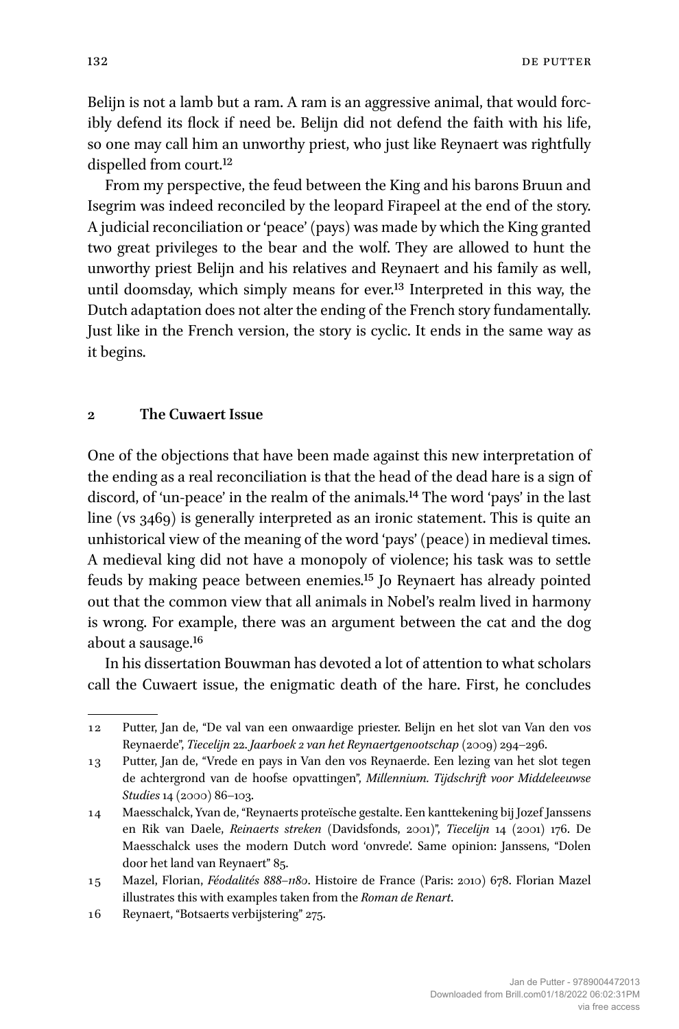Belijn is not a lamb but a ram. A ram is an aggressive animal, that would forcibly defend its flock if need be. Belijn did not defend the faith with his life, so one may call him an unworthy priest, who just like Reynaert was rightfully dispelled from court.[12]

From my perspective, the feud between the King and his barons Bruun and Isegrim was indeed reconciled by the leopard Firapeel at the end of the story. A judicial reconciliation or 'peace' (pays) was made by which the King granted two great privileges to the bear and the wolf. They are allowed to hunt the unworthy priest Belijn and his relatives and Reynaert and his family as well, until doomsday, which simply means for ever.[13] Interpreted in this way, the Dutch adaptation does not alter the ending of the French story fundamentally. Just like in the French version, the story is cyclic. It ends in the same way as it begins.

## 2 The Cuwaert Issue

One of the objections that have been made against this new interpretation of the ending as a real reconciliation is that the head of the dead hare is a sign of discord, of 'un-peace' in the realm of the animals.[14] The word 'pays' in the last line (vs 3469) is generally interpreted as an ironic statement. This is quite an unhistorical view of the meaning of the word 'pays' (peace) in medieval times. A medieval king did not have a monopoly of violence; his task was to settle feuds by making peace between enemies.[15] Jo Reynaert has already pointed out that the common view that all animals in Nobel's realm lived in harmony is wrong. For example, there was an argument between the cat and the dog about a sausage.[16]

In his dissertation Bouwman has devoted a lot of attention to what scholars call the Cuwaert issue, the enigmatic death of the hare. First, he concludes

---

12 Putter, Jan de, "De val van een onwaardige priester. Belijn en het slot van Van den vos Reynaerde", *Tiecelijn* 22. *Jaarboek 2 van het Reynaertgenootschap* (2009) 294–296.

13 Putter, Jan de, "Vrede en pays in Van den vos Reynaerde. Een lezing van het slot tegen de achtergrond van de hoofse opvattingen", *Millennium. Tijdschrift voor Middeleeuwse Studies* 14 (2000) 86–103.

14 Maesschalck, Yvan de, "Reynaerts proteïsche gestalte. Een kanttekening bij Jozef Janssens en Rik van Daele, *Reinaerts streken* (Davidsfonds, 2001)", *Tiecelijn* 14 (2001) 176. De Maesschalck uses the modern Dutch word 'onvrede'. Same opinion: Janssens, "Dolen door het land van Reynaert" 85.

15 Mazel, Florian, *Féodalités 888–1180*. Histoire de France (Paris: 2010) 678. Florian Mazel illustrates this with examples taken from the *Roman de Renart*.

16 Reynaert, "Botsaerts verbijstering" 275.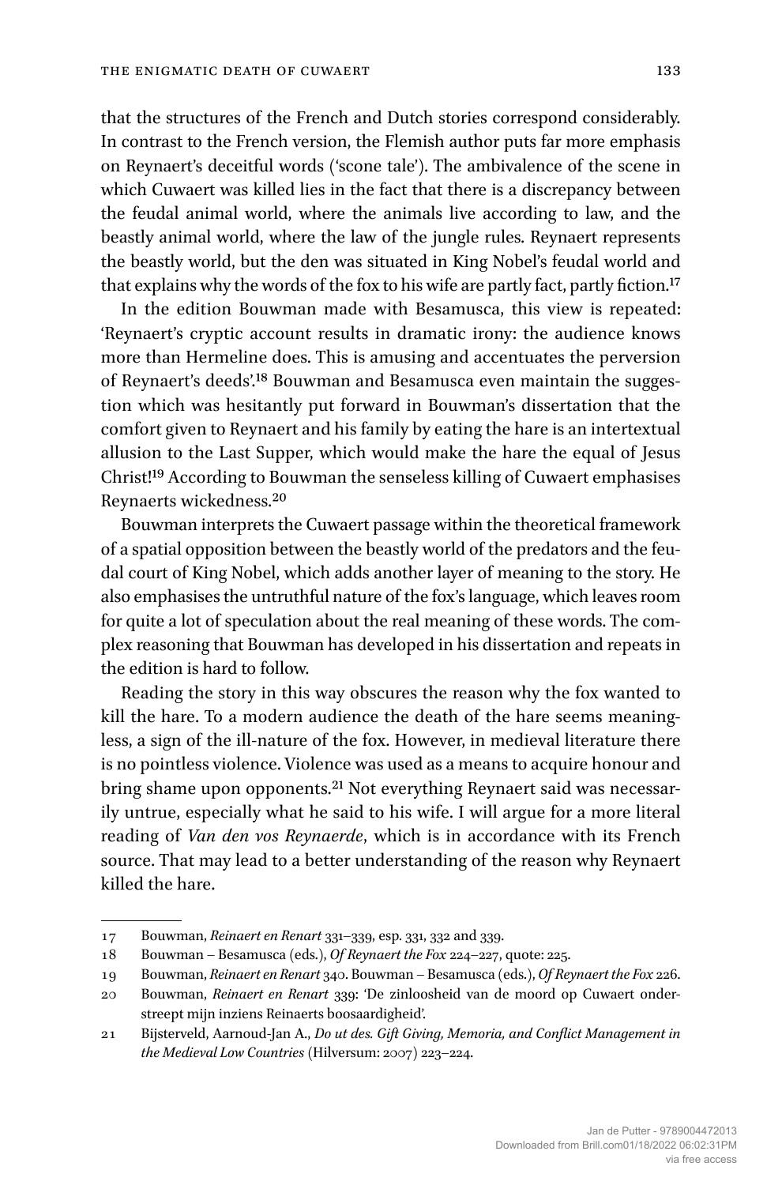that the structures of the French and Dutch stories correspond considerably. In contrast to the French version, the Flemish author puts far more emphasis on Reynaert's deceitful words ('scone tale'). The ambivalence of the scene in which Cuwaert was killed lies in the fact that there is a discrepancy between the feudal animal world, where the animals live according to law, and the beastly animal world, where the law of the jungle rules. Reynaert represents the beastly world, but the den was situated in King Nobel's feudal world and that explains why the words of the fox to his wife are partly fact, partly fiction.[17]

In the edition Bouwman made with Besamusca, this view is repeated: 'Reynaert's cryptic account results in dramatic irony: the audience knows more than Hermeline does. This is amusing and accentuates the perversion of Reynaert's deeds'.[18] Bouwman and Besamusca even maintain the suggestion which was hesitantly put forward in Bouwman's dissertation that the comfort given to Reynaert and his family by eating the hare is an intertextual allusion to the Last Supper, which would make the hare the equal of Jesus Christ![19] According to Bouwman the senseless killing of Cuwaert emphasises Reynaerts wickedness.[20]

Bouwman interprets the Cuwaert passage within the theoretical framework of a spatial opposition between the beastly world of the predators and the feudal court of King Nobel, which adds another layer of meaning to the story. He also emphasises the untruthful nature of the fox's language, which leaves room for quite a lot of speculation about the real meaning of these words. The complex reasoning that Bouwman has developed in his dissertation and repeats in the edition is hard to follow.

Reading the story in this way obscures the reason why the fox wanted to kill the hare. To a modern audience the death of the hare seems meaningless, a sign of the ill-nature of the fox. However, in medieval literature there is no pointless violence. Violence was used as a means to acquire honour and bring shame upon opponents.[21] Not everything Reynaert said was necessarily untrue, especially what he said to his wife. I will argue for a more literal reading of *Van den vos Reynaerde*, which is in accordance with its French source. That may lead to a better understanding of the reason why Reynaert killed the hare.

---

17 Bouwman, *Reinaert en Renart* 331–339, esp. 331, 332 and 339.

18 Bouwman – Besamusca (eds.), *Of Reynaert the Fox* 224–227, quote: 225.

19 Bouwman, *Reinaert en Renart* 340. Bouwman – Besamusca (eds.), *Of Reynaert the Fox* 226.

20 Bouwman, *Reinaert en Renart* 339: 'De zinloosheid van de moord op Cuwaert onderstreept mijn inziens Reinaerts boosaardigheid'.

21 Bijsterveld, Aarnoud-Jan A., *Do ut des. Gift Giving, Memoria, and Conflict Management in the Medieval Low Countries* (Hilversum: 2007) 223–224.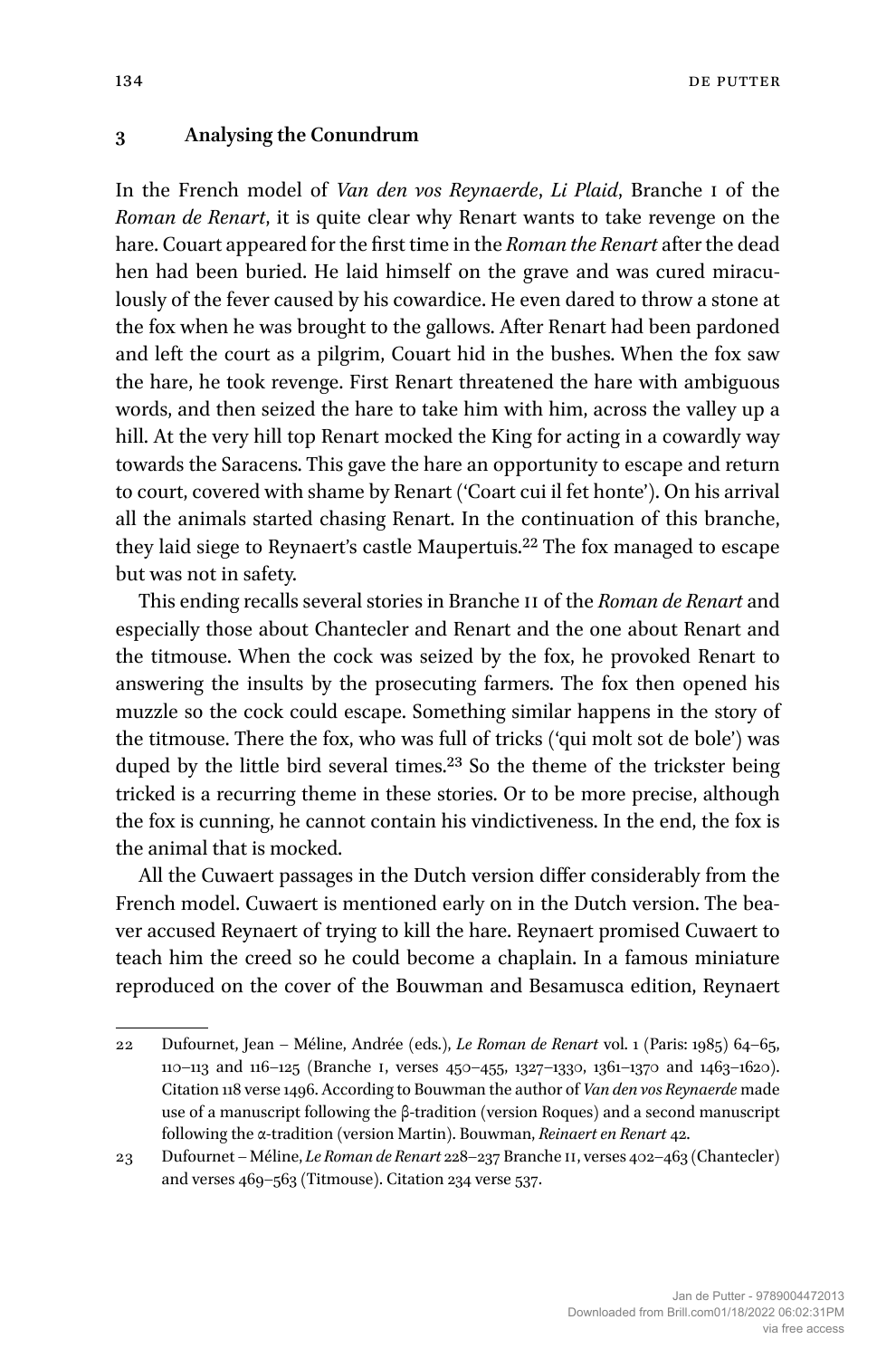## 3 Analysing the Conundrum

In the French model of *Van den vos Reynaerde*, *Li Plaid*, Branche I of the *Roman de Renart*, it is quite clear why Renart wants to take revenge on the hare. Couart appeared for the first time in the *Roman the Renart* after the dead hen had been buried. He laid himself on the grave and was cured miraculously of the fever caused by his cowardice. He even dared to throw a stone at the fox when he was brought to the gallows. After Renart had been pardoned and left the court as a pilgrim, Couart hid in the bushes. When the fox saw the hare, he took revenge. First Renart threatened the hare with ambiguous words, and then seized the hare to take him with him, across the valley up a hill. At the very hill top Renart mocked the King for acting in a cowardly way towards the Saracens. This gave the hare an opportunity to escape and return to court, covered with shame by Renart ('Coart cui il fet honte'). On his arrival all the animals started chasing Renart. In the continuation of this branche, they laid siege to Reynaert's castle Maupertuis.[22] The fox managed to escape but was not in safety.

This ending recalls several stories in Branche II of the *Roman de Renart* and especially those about Chantecler and Renart and the one about Renart and the titmouse. When the cock was seized by the fox, he provoked Renart to answering the insults by the prosecuting farmers. The fox then opened his muzzle so the cock could escape. Something similar happens in the story of the titmouse. There the fox, who was full of tricks ('qui molt sot de bole') was duped by the little bird several times.[23] So the theme of the trickster being tricked is a recurring theme in these stories. Or to be more precise, although the fox is cunning, he cannot contain his vindictiveness. In the end, the fox is the animal that is mocked.

All the Cuwaert passages in the Dutch version differ considerably from the French model. Cuwaert is mentioned early on in the Dutch version. The beaver accused Reynaert of trying to kill the hare. Reynaert promised Cuwaert to teach him the creed so he could become a chaplain. In a famous miniature reproduced on the cover of the Bouwman and Besamusca edition, Reynaert

---

22 Dufournet, Jean – Méline, Andrée (eds.), *Le Roman de Renart* vol. 1 (Paris: 1985) 64–65, 110–113 and 116–125 (Branche I, verses 450–455, 1327–1330, 1361–1370 and 1463–1620). Citation 118 verse 1496. According to Bouwman the author of *Van den vos Reynaerde* made use of a manuscript following the β-tradition (version Roques) and a second manuscript following the α-tradition (version Martin). Bouwman, *Reinaert en Renart* 42.

23 Dufournet – Méline, *Le Roman de Renart* 228–237 Branche II, verses 402–463 (Chantecler) and verses 469–563 (Titmouse). Citation 234 verse 537.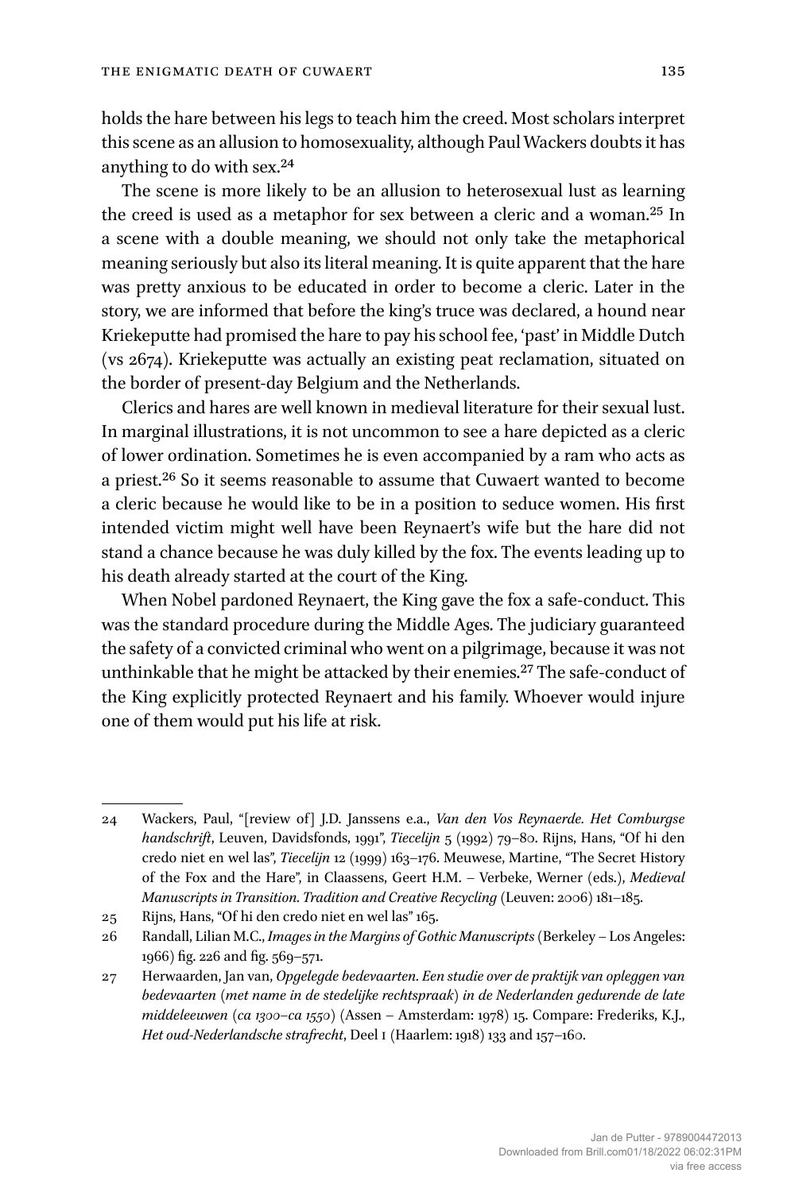holds the hare between his legs to teach him the creed. Most scholars interpret this scene as an allusion to homosexuality, although Paul Wackers doubts it has anything to do with sex.[24]

The scene is more likely to be an allusion to heterosexual lust as learning the creed is used as a metaphor for sex between a cleric and a woman.[25] In a scene with a double meaning, we should not only take the metaphorical meaning seriously but also its literal meaning. It is quite apparent that the hare was pretty anxious to be educated in order to become a cleric. Later in the story, we are informed that before the king's truce was declared, a hound near Kriekeputte had promised the hare to pay his school fee, 'past' in Middle Dutch (vs 2674). Kriekeputte was actually an existing peat reclamation, situated on the border of present-day Belgium and the Netherlands.

Clerics and hares are well known in medieval literature for their sexual lust. In marginal illustrations, it is not uncommon to see a hare depicted as a cleric of lower ordination. Sometimes he is even accompanied by a ram who acts as a priest.[26] So it seems reasonable to assume that Cuwaert wanted to become a cleric because he would like to be in a position to seduce women. His first intended victim might well have been Reynaert's wife but the hare did not stand a chance because he was duly killed by the fox. The events leading up to his death already started at the court of the King.

When Nobel pardoned Reynaert, the King gave the fox a safe-conduct. This was the standard procedure during the Middle Ages. The judiciary guaranteed the safety of a convicted criminal who went on a pilgrimage, because it was not unthinkable that he might be attacked by their enemies.[27] The safe-conduct of the King explicitly protected Reynaert and his family. Whoever would injure one of them would put his life at risk.

---

24 Wackers, Paul, "[review of] J.D. Janssens e.a., *Van den Vos Reynaerde. Het Comburgse handschrift*, Leuven, Davidsfonds, 1991", *Tiecelijn* 5 (1992) 79–80. Rijns, Hans, "Of hi den credo niet en wel las", *Tiecelijn* 12 (1999) 163–176. Meuwese, Martine, "The Secret History of the Fox and the Hare", in Claassens, Geert H.M. – Verbeke, Werner (eds.), *Medieval Manuscripts in Transition. Tradition and Creative Recycling* (Leuven: 2006) 181–185.

25 Rijns, Hans, "Of hi den credo niet en wel las" 165.

26 Randall, Lilian M.C., *Images in the Margins of Gothic Manuscripts* (Berkeley – Los Angeles: 1966) fig. 226 and fig. 569–571.

27 Herwaarden, Jan van, *Opgelegde bedevaarten. Een studie over de praktijk van opleggen van bedevaarten (met name in de stedelijke rechtspraak) in de Nederlanden gedurende de late middeleeuwen (ca 1300–ca 1550)* (Assen – Amsterdam: 1978) 15. Compare: Frederiks, K.J., *Het oud-Nederlandsche strafrecht*, Deel 1 (Haarlem: 1918) 133 and 157–160.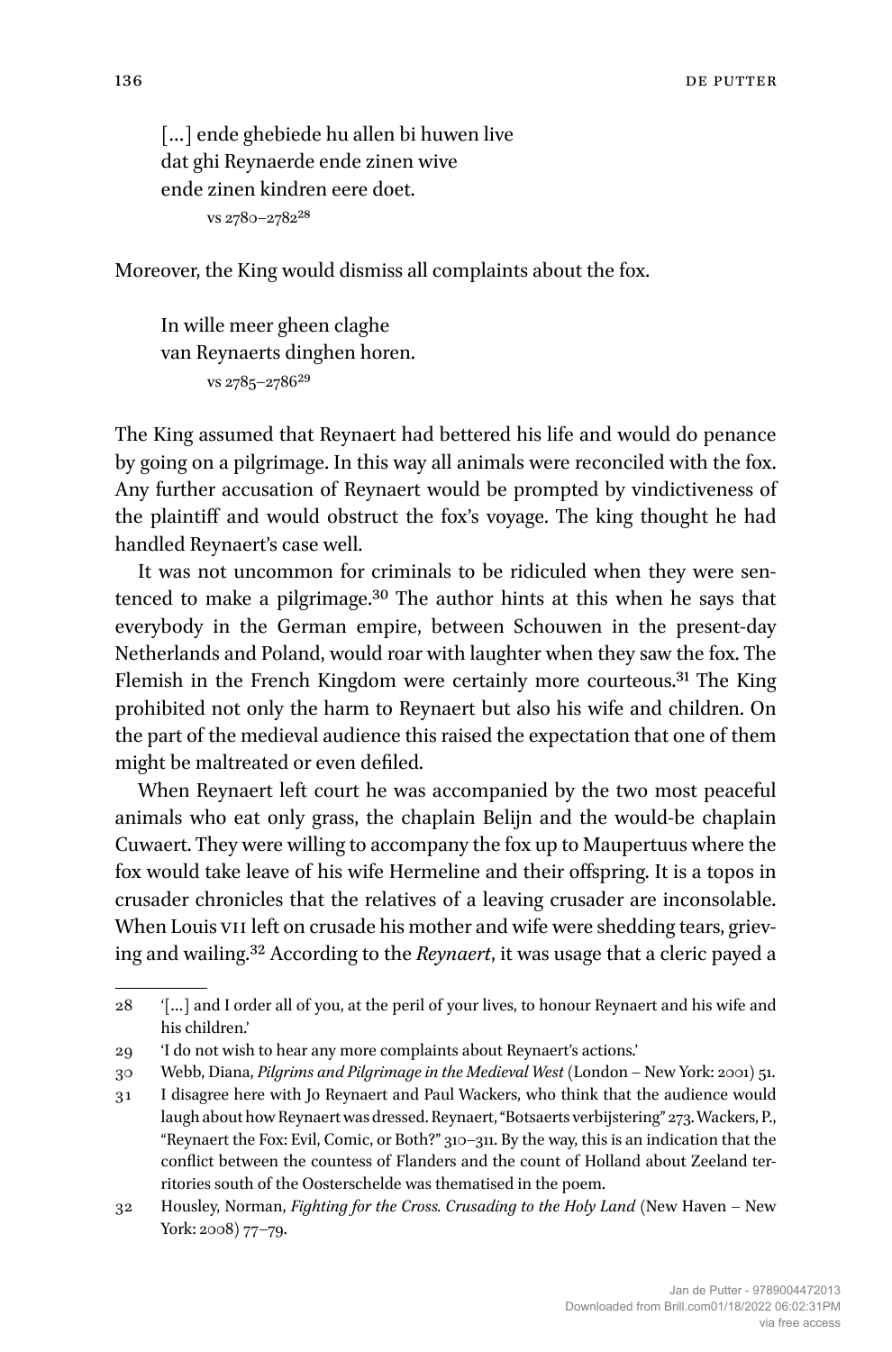> […] ende ghebiede hu allen bi huwen live
> dat ghi Reynaerde ende zinen wive
> ende zinen kindren eere doet.
>
> vs 2780–2782[28]

Moreover, the King would dismiss all complaints about the fox.

> In wille meer gheen claghe
> van Reynaerts dinghen horen.
>
> vs 2785–2786[29]

The King assumed that Reynaert had bettered his life and would do penance by going on a pilgrimage. In this way all animals were reconciled with the fox. Any further accusation of Reynaert would be prompted by vindictiveness of the plaintiff and would obstruct the fox's voyage. The king thought he had handled Reynaert's case well.

It was not uncommon for criminals to be ridiculed when they were sentenced to make a pilgrimage.[30] The author hints at this when he says that everybody in the German empire, between Schouwen in the present-day Netherlands and Poland, would roar with laughter when they saw the fox. The Flemish in the French Kingdom were certainly more courteous.[31] The King prohibited not only the harm to Reynaert but also his wife and children. On the part of the medieval audience this raised the expectation that one of them might be maltreated or even defiled.

When Reynaert left court he was accompanied by the two most peaceful animals who eat only grass, the chaplain Belijn and the would-be chaplain Cuwaert. They were willing to accompany the fox up to Maupertuus where the fox would take leave of his wife Hermeline and their offspring. It is a topos in crusader chronicles that the relatives of a leaving crusader are inconsolable. When Louis VII left on crusade his mother and wife were shedding tears, grieving and wailing.[32] According to the *Reynaert*, it was usage that a cleric payed a

---

28 '[…] and I order all of you, at the peril of your lives, to honour Reynaert and his wife and his children.'

29 'I do not wish to hear any more complaints about Reynaert's actions.'

30 Webb, Diana, *Pilgrims and Pilgrimage in the Medieval West* (London – New York: 2001) 51.

31 I disagree here with Jo Reynaert and Paul Wackers, who think that the audience would laugh about how Reynaert was dressed. Reynaert, "Botsaerts verbijstering" 273. Wackers, P., "Reynaert the Fox: Evil, Comic, or Both?" 310–311. By the way, this is an indication that the conflict between the countess of Flanders and the count of Holland about Zeeland territories south of the Oosterschelde was thematised in the poem.

32 Housley, Norman, *Fighting for the Cross. Crusading to the Holy Land* (New Haven – New York: 2008) 77–79.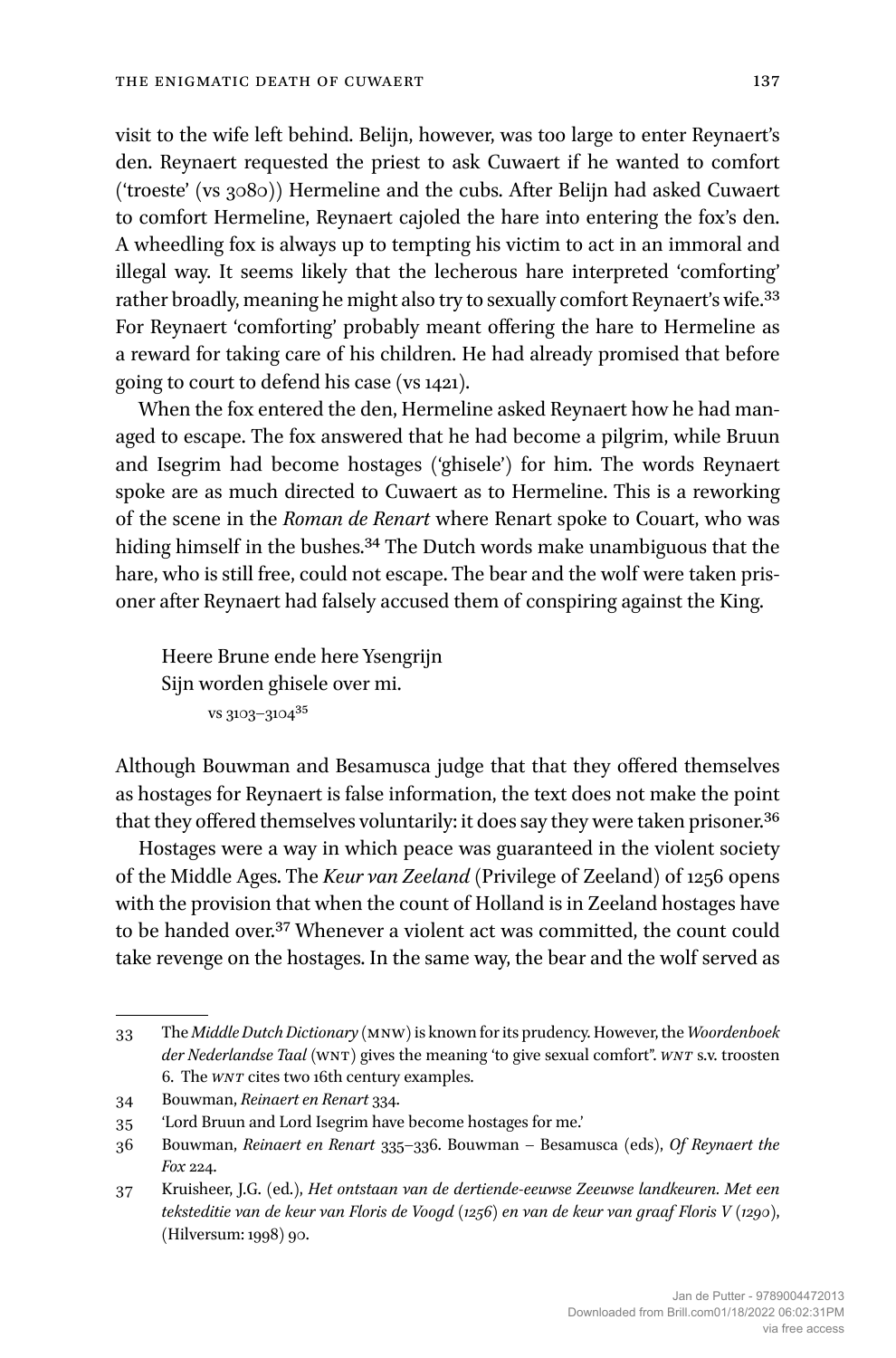visit to the wife left behind. Belijn, however, was too large to enter Reynaert's den. Reynaert requested the priest to ask Cuwaert if he wanted to comfort ('troeste' (vs 3080)) Hermeline and the cubs. After Belijn had asked Cuwaert to comfort Hermeline, Reynaert cajoled the hare into entering the fox's den. A wheedling fox is always up to tempting his victim to act in an immoral and illegal way. It seems likely that the lecherous hare interpreted 'comforting' rather broadly, meaning he might also try to sexually comfort Reynaert's wife.[33] For Reynaert 'comforting' probably meant offering the hare to Hermeline as a reward for taking care of his children. He had already promised that before going to court to defend his case (vs 1421).

When the fox entered the den, Hermeline asked Reynaert how he had managed to escape. The fox answered that he had become a pilgrim, while Bruun and Isegrim had become hostages ('ghisele') for him. The words Reynaert spoke are as much directed to Cuwaert as to Hermeline. This is a reworking of the scene in the *Roman de Renart* where Renart spoke to Couart, who was hiding himself in the bushes.[34] The Dutch words make unambiguous that the hare, who is still free, could not escape. The bear and the wolf were taken prisoner after Reynaert had falsely accused them of conspiring against the King.

> Heere Brune ende here Ysengrijn
> Sijn worden ghisele over mi.
>
> vs 3103–3104[35]

Although Bouwman and Besamusca judge that that they offered themselves as hostages for Reynaert is false information, the text does not make the point that they offered themselves voluntarily: it does say they were taken prisoner.[36]

Hostages were a way in which peace was guaranteed in the violent society of the Middle Ages. The *Keur van Zeeland* (Privilege of Zeeland) of 1256 opens with the provision that when the count of Holland is in Zeeland hostages have to be handed over.[37] Whenever a violent act was committed, the count could take revenge on the hostages. In the same way, the bear and the wolf served as

---

33 The *Middle Dutch Dictionary* (MNW) is known for its prudency. However, the *Woordenboek der Nederlandse Taal* (WNT) gives the meaning 'to give sexual comfort". *WNT* s.v. troosten 6. The *WNT* cites two 16th century examples.

34 Bouwman, *Reinaert en Renart* 334.

35 'Lord Bruun and Lord Isegrim have become hostages for me.'

36 Bouwman, *Reinaert en Renart* 335–336. Bouwman – Besamusca (eds), *Of Reynaert the Fox* 224.

37 Kruisheer, J.G. (ed.), *Het ontstaan van de dertiende-eeuwse Zeeuwse landkeuren. Met een teksteditie van de keur van Floris de Voogd (1256) en van de keur van graaf Floris V (1290)*, (Hilversum: 1998) 90.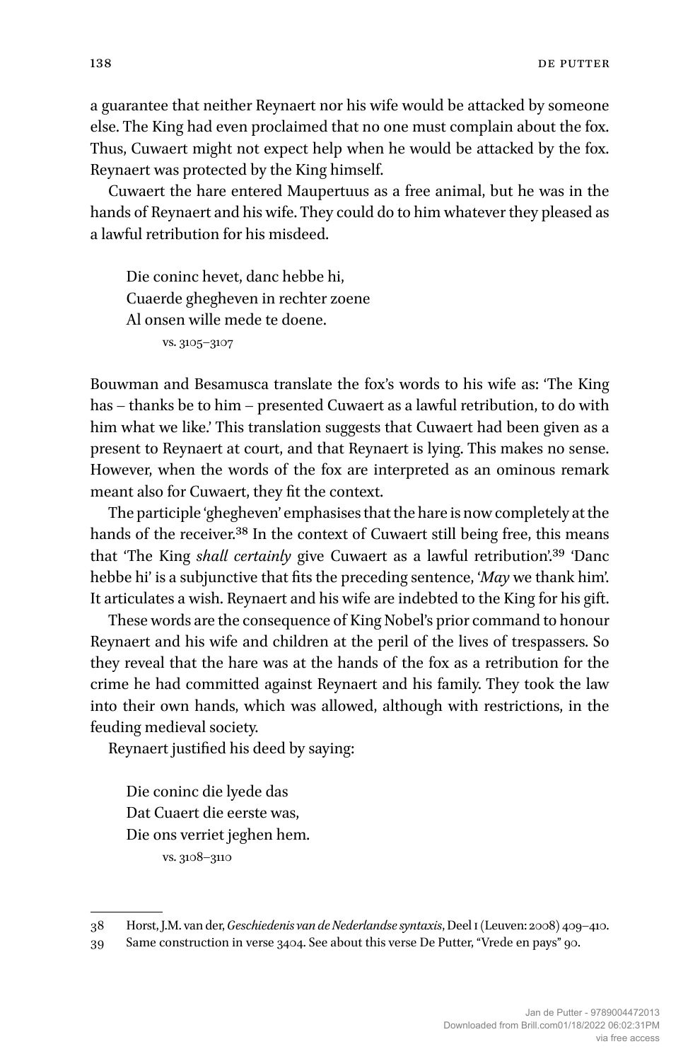a guarantee that neither Reynaert nor his wife would be attacked by someone else. The King had even proclaimed that no one must complain about the fox. Thus, Cuwaert might not expect help when he would be attacked by the fox. Reynaert was protected by the King himself.

Cuwaert the hare entered Maupertuus as a free animal, but he was in the hands of Reynaert and his wife. They could do to him whatever they pleased as a lawful retribution for his misdeed.

> Die coninc hevet, danc hebbe hi,
> Cuaerde ghegheven in rechter zoene
> Al onsen wille mede te doene.
>
> vs. 3105–3107

Bouwman and Besamusca translate the fox's words to his wife as: 'The King has – thanks be to him – presented Cuwaert as a lawful retribution, to do with him what we like.' This translation suggests that Cuwaert had been given as a present to Reynaert at court, and that Reynaert is lying. This makes no sense. However, when the words of the fox are interpreted as an ominous remark meant also for Cuwaert, they fit the context.

The participle 'ghegheven' emphasises that the hare is now completely at the hands of the receiver.[38] In the context of Cuwaert still being free, this means that 'The King *shall certainly* give Cuwaert as a lawful retribution'.[39] 'Danc hebbe hi' is a subjunctive that fits the preceding sentence, '*May* we thank him'. It articulates a wish. Reynaert and his wife are indebted to the King for his gift.

These words are the consequence of King Nobel's prior command to honour Reynaert and his wife and children at the peril of the lives of trespassers. So they reveal that the hare was at the hands of the fox as a retribution for the crime he had committed against Reynaert and his family. They took the law into their own hands, which was allowed, although with restrictions, in the feuding medieval society.

Reynaert justified his deed by saying:

> Die coninc die lyede das
> Dat Cuaert die eerste was,
> Die ons verriet jeghen hem.
>
> vs. 3108–3110

---

38 Horst, J.M. van der, *Geschiedenis van de Nederlandse syntaxis*, Deel I (Leuven: 2008) 409–410.

39 Same construction in verse 3404. See about this verse De Putter, "Vrede en pays" 90.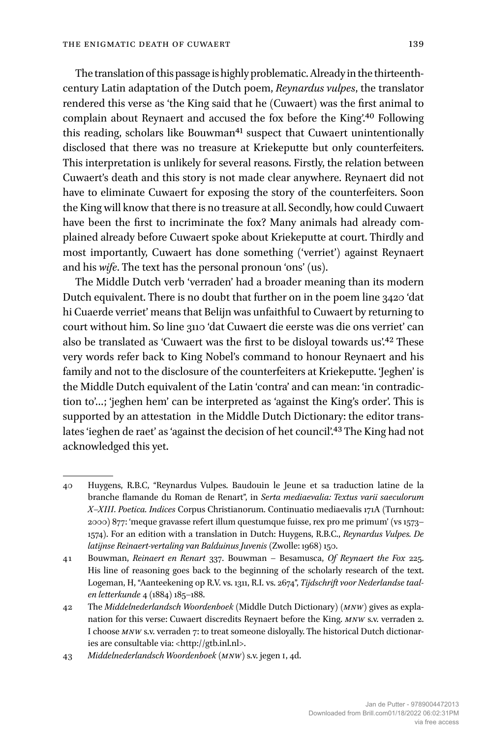The translation of this passage is highly problematic. Already in the thirteenth-century Latin adaptation of the Dutch poem, *Reynardus vulpes*, the translator rendered this verse as 'the King said that he (Cuwaert) was the first animal to complain about Reynaert and accused the fox before the King'.[40] Following this reading, scholars like Bouwman[41] suspect that Cuwaert unintentionally disclosed that there was no treasure at Kriekeputte but only counterfeiters. This interpretation is unlikely for several reasons. Firstly, the relation between Cuwaert's death and this story is not made clear anywhere. Reynaert did not have to eliminate Cuwaert for exposing the story of the counterfeiters. Soon the King will know that there is no treasure at all. Secondly, how could Cuwaert have been the first to incriminate the fox? Many animals had already complained already before Cuwaert spoke about Kriekeputte at court. Thirdly and most importantly, Cuwaert has done something ('verriet') against Reynaert and his *wife*. The text has the personal pronoun 'ons' (us).

The Middle Dutch verb 'verraden' had a broader meaning than its modern Dutch equivalent. There is no doubt that further on in the poem line 3420 'dat hi Cuaerde verriet' means that Belijn was unfaithful to Cuwaert by returning to court without him. So line 3110 'dat Cuwaert die eerste was die ons verriet' can also be translated as 'Cuwaert was the first to be disloyal towards us'.[42] These very words refer back to King Nobel's command to honour Reynaert and his family and not to the disclosure of the counterfeiters at Kriekeputte. 'Jeghen' is the Middle Dutch equivalent of the Latin 'contra' and can mean: 'in contradiction to'...; 'jeghen hem' can be interpreted as 'against the King's order'. This is supported by an attestation in the Middle Dutch Dictionary: the editor translates 'ieghen de raet' as 'against the decision of het council'.[43] The King had not acknowledged this yet.

---

40 Huygens, R.B.C, "Reynardus Vulpes. Baudouin le Jeune et sa traduction latine de la branche flamande du Roman de Renart", in *Serta mediaevalia: Textus varii saeculorum X–XIII. Poetica. Indices* Corpus Christianorum. Continuatio mediaevalis 171A (Turnhout: 2000) 877: 'meque gravasse refert illum questumque fuisse, rex pro me primum' (vs 1573–1574). For an edition with a translation in Dutch: Huygens, R.B.C., *Reynardus Vulpes. De latijnse Reinaert-vertaling van Balduinus Juvenis* (Zwolle: 1968) 150.

41 Bouwman, *Reinaert en Renart* 337. Bouwman – Besamusca, *Of Reynaert the Fox* 225. His line of reasoning goes back to the beginning of the scholarly research of the text. Logeman, H, "Aanteekening op R.V. vs. 1311, R.I. vs. 2674", *Tijdschrift voor Nederlandse taal- en letterkunde* 4 (1884) 185–188.

42 The *Middelnederlandsch Woordenboek* (Middle Dutch Dictionary) (*MNW*) gives as explanation for this verse: Cuwaert discredits Reynaert before the King. *MNW* s.v. verraden 2. I choose *MNW* s.v. verraden 7: to treat someone disloyally. The historical Dutch dictionaries are consultable via: <http://gtb.inl.nl>.

43 *Middelnederlandsch Woordenboek* (*MNW*) s.v. jegen I, 4d.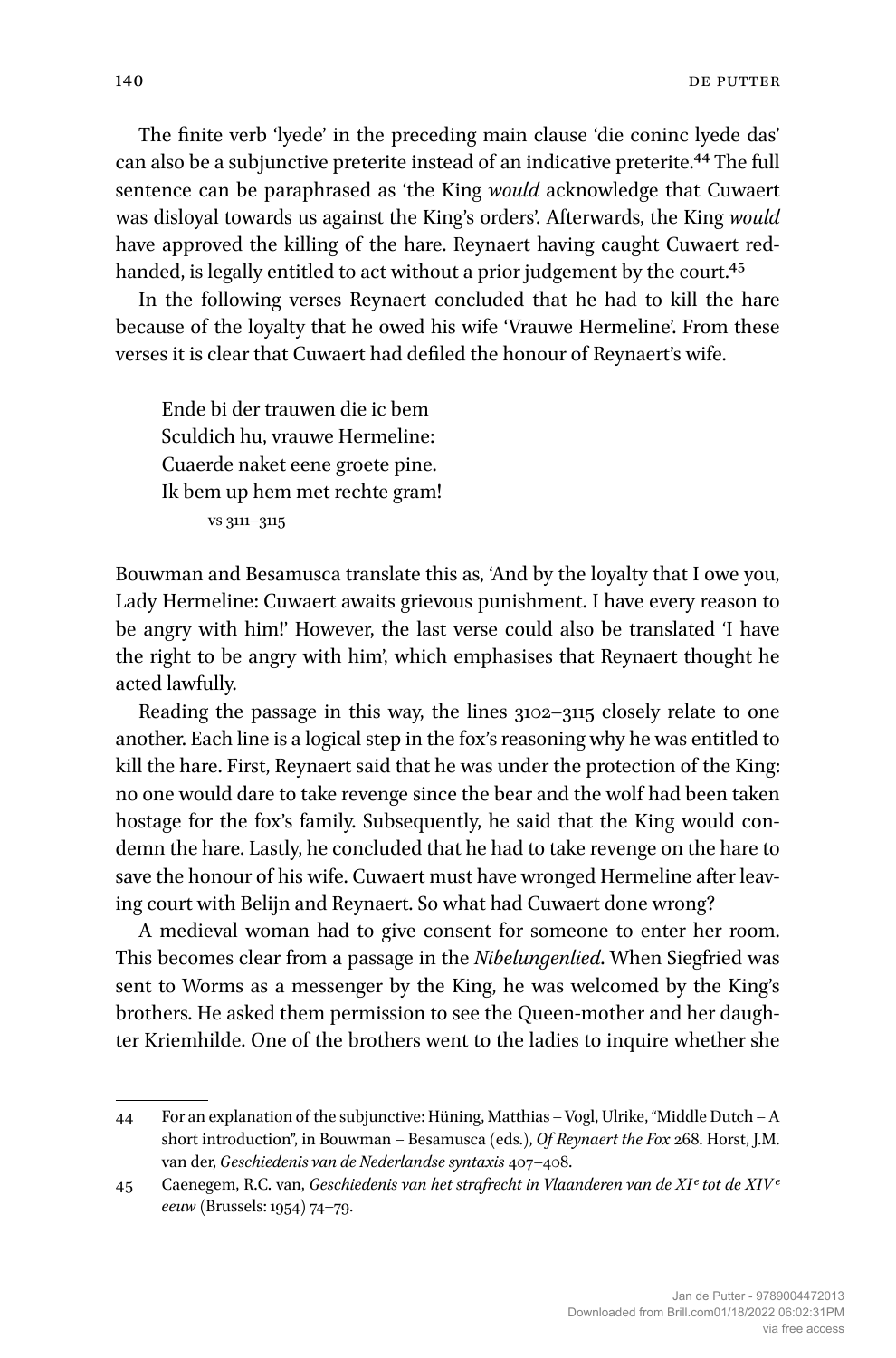The finite verb 'lyede' in the preceding main clause 'die coninc lyede das' can also be a subjunctive preterite instead of an indicative preterite.[44] The full sentence can be paraphrased as 'the King *would* acknowledge that Cuwaert was disloyal towards us against the King's orders'. Afterwards, the King *would* have approved the killing of the hare. Reynaert having caught Cuwaert red-handed, is legally entitled to act without a prior judgement by the court.[45]

In the following verses Reynaert concluded that he had to kill the hare because of the loyalty that he owed his wife 'Vrauwe Hermeline'. From these verses it is clear that Cuwaert had defiled the honour of Reynaert's wife.

> Ende bi der trauwen die ic bem
> Sculdich hu, vrauwe Hermeline:
> Cuaerde naket eene groete pine.
> Ik bem up hem met rechte gram!
>
> vs 3111–3115

Bouwman and Besamusca translate this as, 'And by the loyalty that I owe you, Lady Hermeline: Cuwaert awaits grievous punishment. I have every reason to be angry with him!' However, the last verse could also be translated 'I have the right to be angry with him', which emphasises that Reynaert thought he acted lawfully.

Reading the passage in this way, the lines 3102–3115 closely relate to one another. Each line is a logical step in the fox's reasoning why he was entitled to kill the hare. First, Reynaert said that he was under the protection of the King: no one would dare to take revenge since the bear and the wolf had been taken hostage for the fox's family. Subsequently, he said that the King would condemn the hare. Lastly, he concluded that he had to take revenge on the hare to save the honour of his wife. Cuwaert must have wronged Hermeline after leaving court with Belijn and Reynaert. So what had Cuwaert done wrong?

A medieval woman had to give consent for someone to enter her room. This becomes clear from a passage in the *Nibelungenlied*. When Siegfried was sent to Worms as a messenger by the King, he was welcomed by the King's brothers. He asked them permission to see the Queen-mother and her daughter Kriemhilde. One of the brothers went to the ladies to inquire whether she

---

44 For an explanation of the subjunctive: Hüning, Matthias – Vogl, Ulrike, "Middle Dutch – A short introduction", in Bouwman – Besamusca (eds.), *Of Reynaert the Fox* 268. Horst, J.M. van der, *Geschiedenis van de Nederlandse syntaxis* 407–408.

45 Caenegem, R.C. van, *Geschiedenis van het strafrecht in Vlaanderen van de XI^e tot de XIV^e eeuw* (Brussels: 1954) 74–79.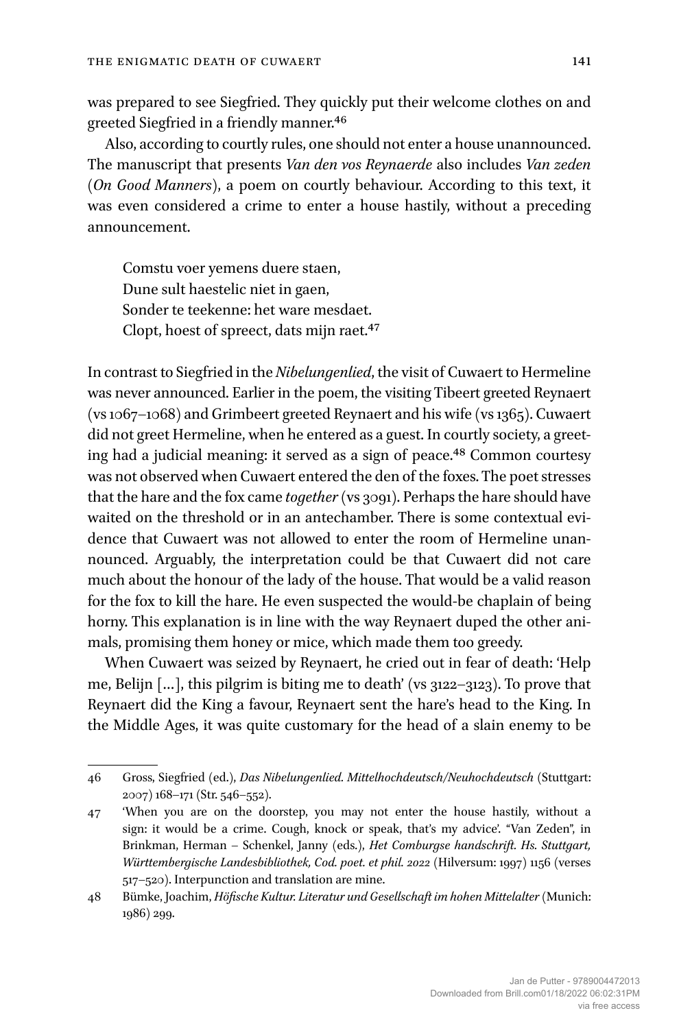was prepared to see Siegfried. They quickly put their welcome clothes on and greeted Siegfried in a friendly manner.[46]

Also, according to courtly rules, one should not enter a house unannounced. The manuscript that presents *Van den vos Reynaerde* also includes *Van zeden* (*On Good Manners*), a poem on courtly behaviour. According to this text, it was even considered a crime to enter a house hastily, without a preceding announcement.

> Comstu voer yemens duere staen,
> Dune sult haestelic niet in gaen,
> Sonder te teekenne: het ware mesdaet.
> Clopt, hoest of spreect, dats mijn raet.[47]

In contrast to Siegfried in the *Nibelungenlied*, the visit of Cuwaert to Hermeline was never announced. Earlier in the poem, the visiting Tibeert greeted Reynaert (vs 1067–1068) and Grimbeert greeted Reynaert and his wife (vs 1365). Cuwaert did not greet Hermeline, when he entered as a guest. In courtly society, a greeting had a judicial meaning: it served as a sign of peace.[48] Common courtesy was not observed when Cuwaert entered the den of the foxes. The poet stresses that the hare and the fox came *together* (vs 3091). Perhaps the hare should have waited on the threshold or in an antechamber. There is some contextual evidence that Cuwaert was not allowed to enter the room of Hermeline unannounced. Arguably, the interpretation could be that Cuwaert did not care much about the honour of the lady of the house. That would be a valid reason for the fox to kill the hare. He even suspected the would-be chaplain of being horny. This explanation is in line with the way Reynaert duped the other animals, promising them honey or mice, which made them too greedy.

When Cuwaert was seized by Reynaert, he cried out in fear of death: 'Help me, Belijn […], this pilgrim is biting me to death' (vs 3122–3123). To prove that Reynaert did the King a favour, Reynaert sent the hare's head to the King. In the Middle Ages, it was quite customary for the head of a slain enemy to be

---

46 Gross, Siegfried (ed.), *Das Nibelungenlied. Mittelhochdeutsch/Neuhochdeutsch* (Stuttgart: 2007) 168–171 (Str. 546–552).

47 'When you are on the doorstep, you may not enter the house hastily, without a sign: it would be a crime. Cough, knock or speak, that's my advice'. "Van Zeden", in Brinkman, Herman – Schenkel, Janny (eds.), *Het Comburgse handschrift. Hs. Stuttgart, Württembergische Landesbibliothek, Cod. poet. et phil. 2022* (Hilversum: 1997) 1156 (verses 517–520). Interpunction and translation are mine.

48 Bümke, Joachim, *Höfische Kultur. Literatur und Gesellschaft im hohen Mittelalter* (Munich: 1986) 299.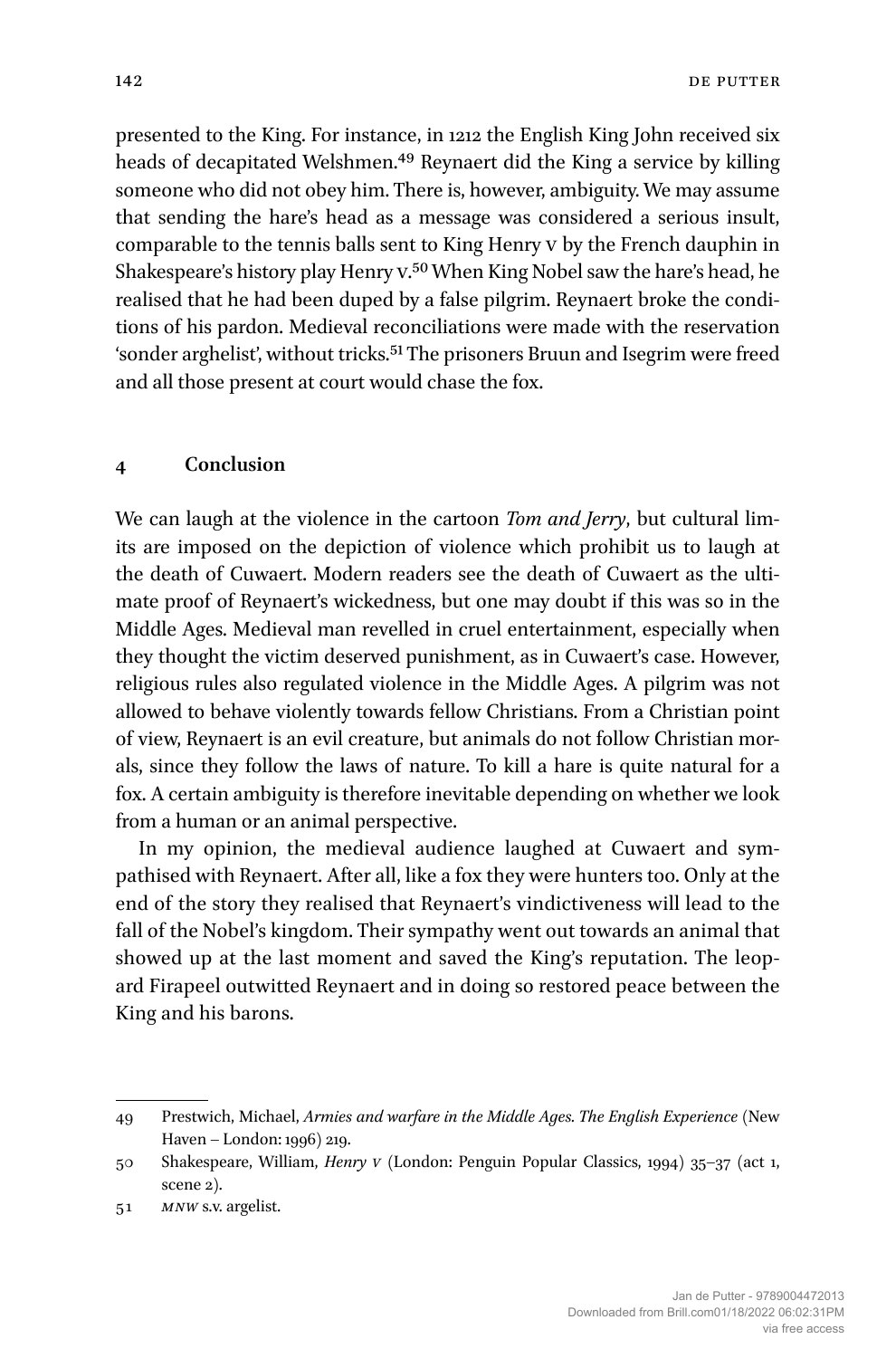presented to the King. For instance, in 1212 the English King John received six heads of decapitated Welshmen.[49] Reynaert did the King a service by killing someone who did not obey him. There is, however, ambiguity. We may assume that sending the hare's head as a message was considered a serious insult, comparable to the tennis balls sent to King Henry V by the French dauphin in Shakespeare's history play Henry V.[50] When King Nobel saw the hare's head, he realised that he had been duped by a false pilgrim. Reynaert broke the conditions of his pardon. Medieval reconciliations were made with the reservation 'sonder arghelist', without tricks.[51] The prisoners Bruun and Isegrim were freed and all those present at court would chase the fox.

## 4 Conclusion

We can laugh at the violence in the cartoon *Tom and Jerry*, but cultural limits are imposed on the depiction of violence which prohibit us to laugh at the death of Cuwaert. Modern readers see the death of Cuwaert as the ultimate proof of Reynaert's wickedness, but one may doubt if this was so in the Middle Ages. Medieval man revelled in cruel entertainment, especially when they thought the victim deserved punishment, as in Cuwaert's case. However, religious rules also regulated violence in the Middle Ages. A pilgrim was not allowed to behave violently towards fellow Christians. From a Christian point of view, Reynaert is an evil creature, but animals do not follow Christian morals, since they follow the laws of nature. To kill a hare is quite natural for a fox. A certain ambiguity is therefore inevitable depending on whether we look from a human or an animal perspective.

In my opinion, the medieval audience laughed at Cuwaert and sympathised with Reynaert. After all, like a fox they were hunters too. Only at the end of the story they realised that Reynaert's vindictiveness will lead to the fall of the Nobel's kingdom. Their sympathy went out towards an animal that showed up at the last moment and saved the King's reputation. The leopard Firapeel outwitted Reynaert and in doing so restored peace between the King and his barons.

---

49 Prestwich, Michael, *Armies and warfare in the Middle Ages. The English Experience* (New Haven – London: 1996) 219.

50 Shakespeare, William, *Henry V* (London: Penguin Popular Classics, 1994) 35–37 (act 1, scene 2).

51 *MNW* s.v. argelist.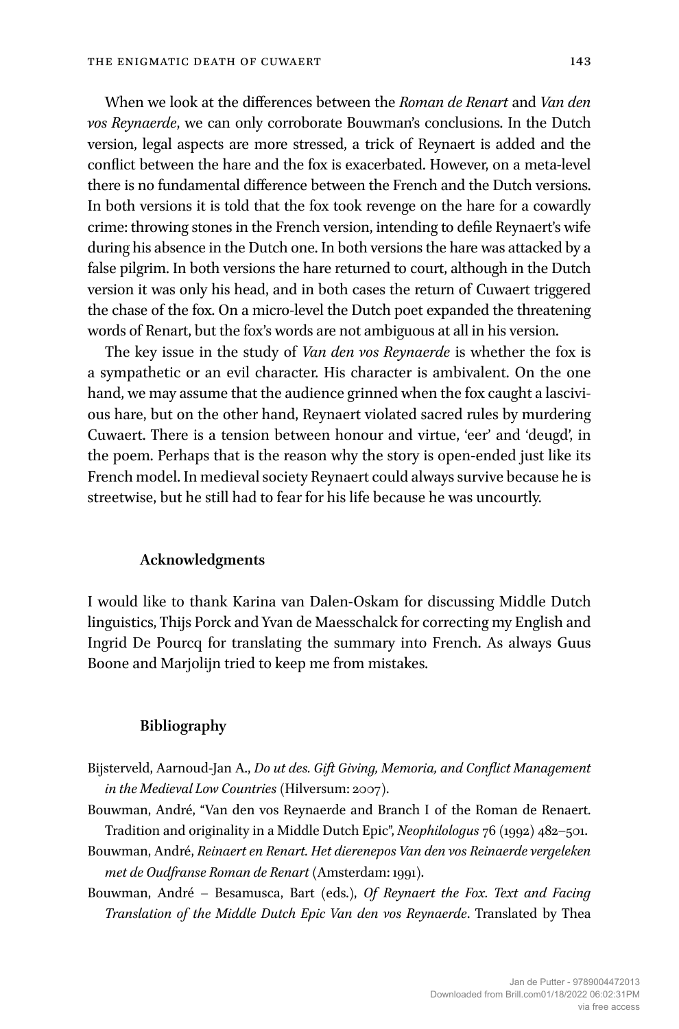When we look at the differences between the *Roman de Renart* and *Van den vos Reynaerde*, we can only corroborate Bouwman's conclusions. In the Dutch version, legal aspects are more stressed, a trick of Reynaert is added and the conflict between the hare and the fox is exacerbated. However, on a meta-level there is no fundamental difference between the French and the Dutch versions. In both versions it is told that the fox took revenge on the hare for a cowardly crime: throwing stones in the French version, intending to defile Reynaert's wife during his absence in the Dutch one. In both versions the hare was attacked by a false pilgrim. In both versions the hare returned to court, although in the Dutch version it was only his head, and in both cases the return of Cuwaert triggered the chase of the fox. On a micro-level the Dutch poet expanded the threatening words of Renart, but the fox's words are not ambiguous at all in his version.

The key issue in the study of *Van den vos Reynaerde* is whether the fox is a sympathetic or an evil character. His character is ambivalent. On the one hand, we may assume that the audience grinned when the fox caught a lascivious hare, but on the other hand, Reynaert violated sacred rules by murdering Cuwaert. There is a tension between honour and virtue, 'eer' and 'deugd', in the poem. Perhaps that is the reason why the story is open-ended just like its French model. In medieval society Reynaert could always survive because he is streetwise, but he still had to fear for his life because he was uncourtly.

## Acknowledgments

I would like to thank Karina van Dalen-Oskam for discussing Middle Dutch linguistics, Thijs Porck and Yvan de Maesschalck for correcting my English and Ingrid De Pourcq for translating the summary into French. As always Guus Boone and Marjolijn tried to keep me from mistakes.

## Bibliography

Bijsterveld, Aarnoud-Jan A., *Do ut des. Gift Giving, Memoria, and Conflict Management in the Medieval Low Countries* (Hilversum: 2007).

Bouwman, André, "Van den vos Reynaerde and Branch I of the Roman de Renaert. Tradition and originality in a Middle Dutch Epic", *Neophilologus* 76 (1992) 482–501.

Bouwman, André, *Reinaert en Renart. Het dierenepos Van den vos Reinaerde vergeleken met de Oudfranse Roman de Renart* (Amsterdam: 1991).

Bouwman, André – Besamusca, Bart (eds.), *Of Reynaert the Fox. Text and Facing Translation of the Middle Dutch Epic Van den vos Reynaerde*. Translated by Thea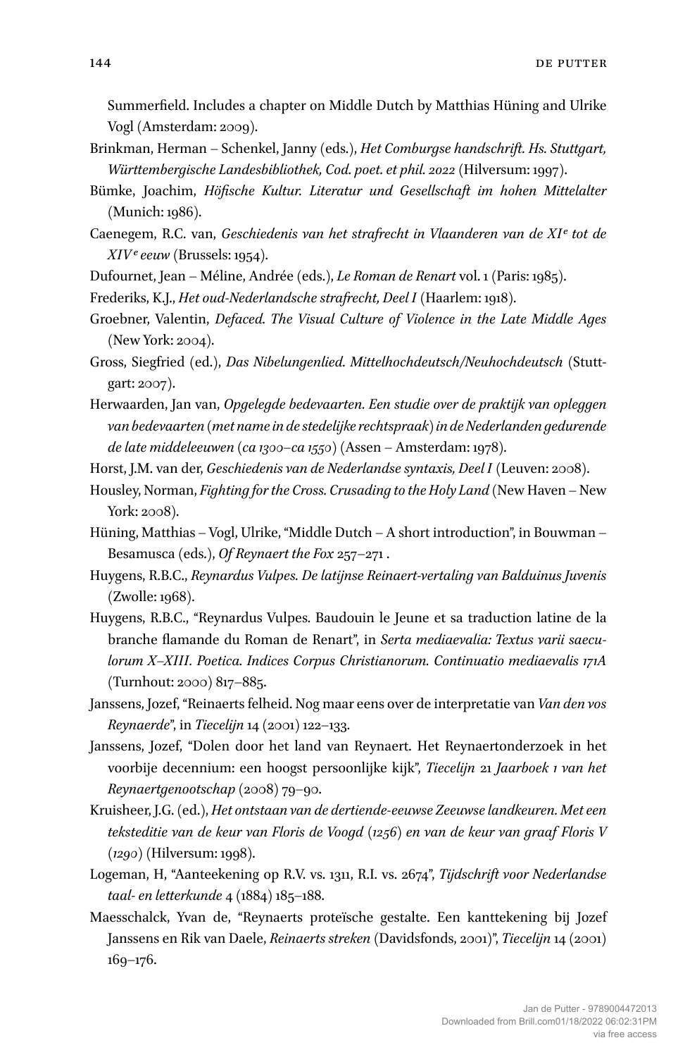Summerfield. Includes a chapter on Middle Dutch by Matthias Hüning and Ulrike Vogl (Amsterdam: 2009).

Brinkman, Herman – Schenkel, Janny (eds.), *Het Comburgse handschrift. Hs. Stuttgart, Württembergische Landesbibliothek, Cod. poet. et phil. 2022* (Hilversum: 1997).

Bümke, Joachim, *Höfische Kultur. Literatur und Gesellschaft im hohen Mittelalter* (Munich: 1986).

Caenegem, R.C. van, *Geschiedenis van het strafrecht in Vlaanderen van de XIe tot de XIVe eeuw* (Brussels: 1954).

Dufournet, Jean – Méline, Andrée (eds.), *Le Roman de Renart* vol. 1 (Paris: 1985).

Frederiks, K.J., *Het oud-Nederlandsche strafrecht, Deel I* (Haarlem: 1918).

Groebner, Valentin, *Defaced. The Visual Culture of Violence in the Late Middle Ages* (New York: 2004).

Gross, Siegfried (ed.), *Das Nibelungenlied. Mittelhochdeutsch/Neuhochdeutsch* (Stuttgart: 2007).

Herwaarden, Jan van, *Opgelegde bedevaarten. Een studie over de praktijk van opleggen van bedevaarten (met name in de stedelijke rechtspraak) in de Nederlanden gedurende de late middeleeuwen (ca 1300–ca 1550)* (Assen – Amsterdam: 1978).

Horst, J.M. van der, *Geschiedenis van de Nederlandse syntaxis, Deel I* (Leuven: 2008).

Housley, Norman, *Fighting for the Cross. Crusading to the Holy Land* (New Haven – New York: 2008).

Hüning, Matthias – Vogl, Ulrike, "Middle Dutch – A short introduction", in Bouwman – Besamusca (eds.), *Of Reynaert the Fox* 257–271 .

Huygens, R.B.C., *Reynardus Vulpes. De latijnse Reinaert-vertaling van Balduinus Juvenis* (Zwolle: 1968).

Huygens, R.B.C., "Reynardus Vulpes. Baudouin le Jeune et sa traduction latine de la branche flamande du Roman de Renart", in *Serta mediaevalia: Textus varii saeculorum X–XIII. Poetica. Indices Corpus Christianorum. Continuatio mediaevalis 171A* (Turnhout: 2000) 817–885.

Janssens, Jozef, "Reinaerts felheid. Nog maar eens over de interpretatie van *Van den vos Reynaerde*", in *Tiecelijn* 14 (2001) 122–133.

Janssens, Jozef, "Dolen door het land van Reynaert. Het Reynaertonderzoek in het voorbije decennium: een hoogst persoonlijke kijk", *Tiecelijn* 21 *Jaarboek 1 van het Reynaertgenootschap* (2008) 79–90.

Kruisheer, J.G. (ed.), *Het ontstaan van de dertiende-eeuwse Zeeuwse landkeuren. Met een teksteditie van de keur van Floris de Voogd (1256) en van de keur van graaf Floris V (1290)* (Hilversum: 1998).

Logeman, H, "Aanteekening op R.V. vs. 1311, R.I. vs. 2674", *Tijdschrift voor Nederlandse taal- en letterkunde* 4 (1884) 185–188.

Maesschalck, Yvan de, "Reynaerts proteïsche gestalte. Een kanttekening bij Jozef Janssens en Rik van Daele, *Reinaerts streken* (Davidsfonds, 2001)", *Tiecelijn* 14 (2001) 169–176.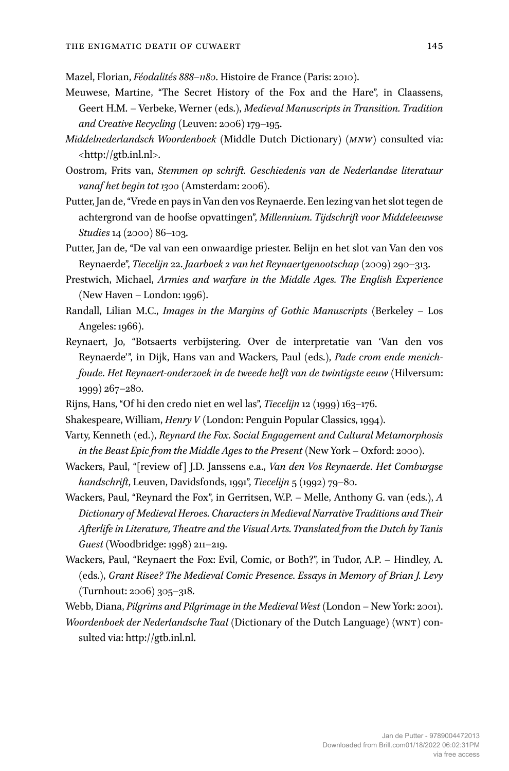Mazel, Florian, *Féodalités 888–1180*. Histoire de France (Paris: 2010).

Meuwese, Martine, "The Secret History of the Fox and the Hare", in Claassens, Geert H.M. – Verbeke, Werner (eds.), *Medieval Manuscripts in Transition. Tradition and Creative Recycling* (Leuven: 2006) 179–195.

*Middelnederlandsch Woordenboek* (Middle Dutch Dictionary) (*MNW*) consulted via: <http://gtb.inl.nl>.

Oostrom, Frits van, *Stemmen op schrift. Geschiedenis van de Nederlandse literatuur vanaf het begin tot 1300* (Amsterdam: 2006).

Putter, Jan de, "Vrede en pays in Van den vos Reynaerde. Een lezing van het slot tegen de achtergrond van de hoofse opvattingen", *Millennium. Tijdschrift voor Middeleeuwse Studies* 14 (2000) 86–103.

Putter, Jan de, "De val van een onwaardige priester. Belijn en het slot van Van den vos Reynaerde", *Tiecelijn* 22. *Jaarboek 2 van het Reynaertgenootschap* (2009) 290–313.

Prestwich, Michael, *Armies and warfare in the Middle Ages. The English Experience* (New Haven – London: 1996).

Randall, Lilian M.C., *Images in the Margins of Gothic Manuscripts* (Berkeley – Los Angeles: 1966).

Reynaert, Jo, "Botsaerts verbijstering. Over de interpretatie van 'Van den vos Reynaerde'", in Dijk, Hans van and Wackers, Paul (eds.), *Pade crom ende menichfoude. Het Reynaert-onderzoek in de tweede helft van de twintigste eeuw* (Hilversum: 1999) 267–280.

Rijns, Hans, "Of hi den credo niet en wel las", *Tiecelijn* 12 (1999) 163–176.

Shakespeare, William, *Henry V* (London: Penguin Popular Classics, 1994).

Varty, Kenneth (ed.), *Reynard the Fox. Social Engagement and Cultural Metamorphosis in the Beast Epic from the Middle Ages to the Present* (New York – Oxford: 2000).

Wackers, Paul, "[review of] J.D. Janssens e.a., *Van den Vos Reynaerde. Het Comburgse handschrift*, Leuven, Davidsfonds, 1991", *Tiecelijn* 5 (1992) 79–80.

Wackers, Paul, "Reynard the Fox", in Gerritsen, W.P. – Melle, Anthony G. van (eds.), *A Dictionary of Medieval Heroes. Characters in Medieval Narrative Traditions and Their Afterlife in Literature, Theatre and the Visual Arts. Translated from the Dutch by Tanis Guest* (Woodbridge: 1998) 211–219.

Wackers, Paul, "Reynaert the Fox: Evil, Comic, or Both?", in Tudor, A.P. – Hindley, A. (eds.), *Grant Risee? The Medieval Comic Presence. Essays in Memory of Brian J. Levy* (Turnhout: 2006) 305–318.

Webb, Diana, *Pilgrims and Pilgrimage in the Medieval West* (London – New York: 2001).

*Woordenboek der Nederlandsche Taal* (Dictionary of the Dutch Language) (WNT) consulted via: http://gtb.inl.nl.